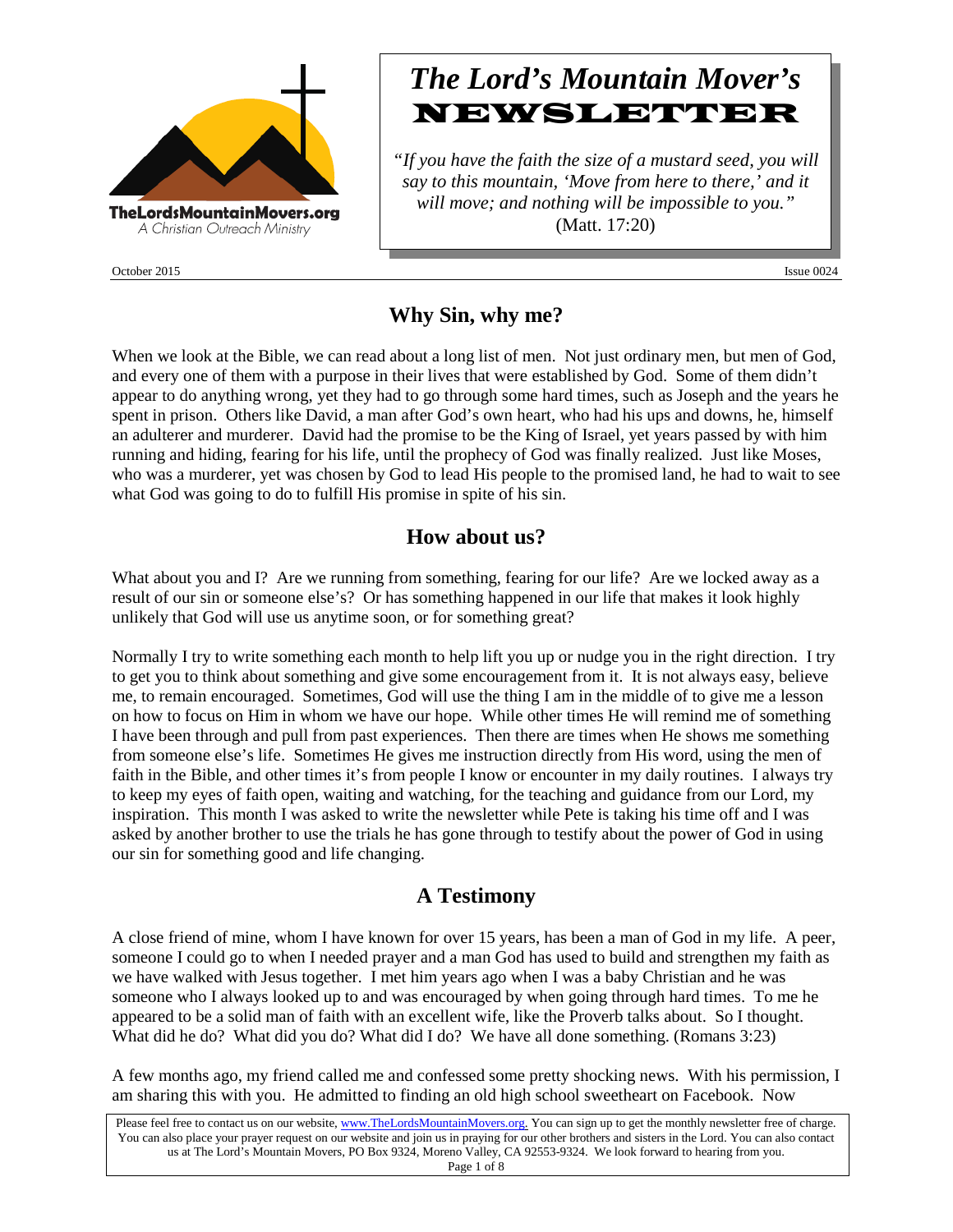TheLordsMountainMovers.org
*A Christian Outreach Ministry*

# *The Lord's Mountain Mover's* NEWSLETTER

*"If you have the faith the size of a mustard seed, you will say to this mountain, 'Move from here to there,' and it will move; and nothing will be impossible to you."* (Matt. 17:20)

October 2015 Issue 0024

## Why Sin, why me?

When we look at the Bible, we can read about a long list of men. Not just ordinary men, but men of God, and every one of them with a purpose in their lives that were established by God. Some of them didn't appear to do anything wrong, yet they had to go through some hard times, such as Joseph and the years he spent in prison. Others like David, a man after God's own heart, who had his ups and downs, he, himself an adulterer and murderer. David had the promise to be the King of Israel, yet years passed by with him running and hiding, fearing for his life, until the prophecy of God was finally realized. Just like Moses, who was a murderer, yet was chosen by God to lead His people to the promised land, he had to wait to see what God was going to do to fulfill His promise in spite of his sin.

## How about us?

What about you and I? Are we running from something, fearing for our life? Are we locked away as a result of our sin or someone else's? Or has something happened in our life that makes it look highly unlikely that God will use us anytime soon, or for something great?

Normally I try to write something each month to help lift you up or nudge you in the right direction. I try to get you to think about something and give some encouragement from it. It is not always easy, believe me, to remain encouraged. Sometimes, God will use the thing I am in the middle of to give me a lesson on how to focus on Him in whom we have our hope. While other times He will remind me of something I have been through and pull from past experiences. Then there are times when He shows me something from someone else's life. Sometimes He gives me instruction directly from His word, using the men of faith in the Bible, and other times it's from people I know or encounter in my daily routines. I always try to keep my eyes of faith open, waiting and watching, for the teaching and guidance from our Lord, my inspiration. This month I was asked to write the newsletter while Pete is taking his time off and I was asked by another brother to use the trials he has gone through to testify about the power of God in using our sin for something good and life changing.

## A Testimony

A close friend of mine, whom I have known for over 15 years, has been a man of God in my life. A peer, someone I could go to when I needed prayer and a man God has used to build and strengthen my faith as we have walked with Jesus together. I met him years ago when I was a baby Christian and he was someone who I always looked up to and was encouraged by when going through hard times. To me he appeared to be a solid man of faith with an excellent wife, like the Proverb talks about. So I thought. What did he do? What did you do? What did I do? We have all done something. (Romans 3:23)

A few months ago, my friend called me and confessed some pretty shocking news. With his permission, I am sharing this with you. He admitted to finding an old high school sweetheart on Facebook. Now

Please feel free to contact us on our website, www.TheLordsMountainMovers.org. You can sign up to get the monthly newsletter free of charge. You can also place your prayer request on our website and join us in praying for our other brothers and sisters in the Lord. You can also contact us at The Lord's Mountain Movers, PO Box 9324, Moreno Valley, CA 92553-9324. We look forward to hearing from you.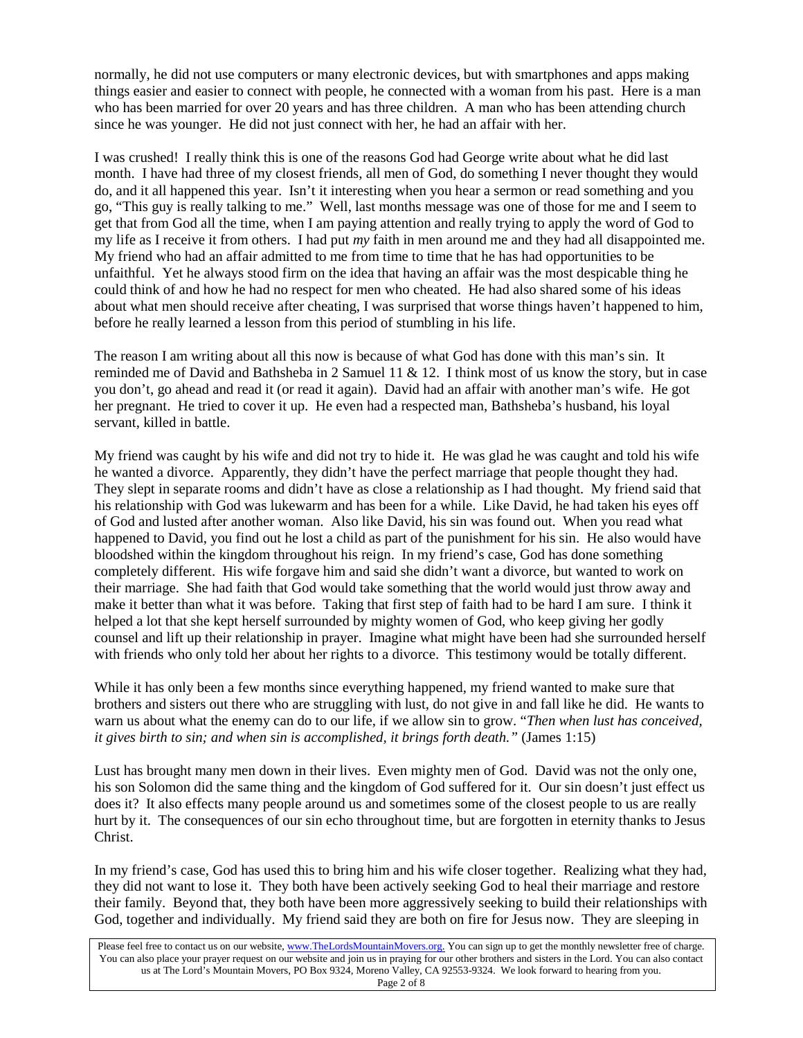normally, he did not use computers or many electronic devices, but with smartphones and apps making things easier and easier to connect with people, he connected with a woman from his past. Here is a man who has been married for over 20 years and has three children. A man who has been attending church since he was younger. He did not just connect with her, he had an affair with her.

I was crushed! I really think this is one of the reasons God had George write about what he did last month. I have had three of my closest friends, all men of God, do something I never thought they would do, and it all happened this year. Isn't it interesting when you hear a sermon or read something and you go, "This guy is really talking to me." Well, last months message was one of those for me and I seem to get that from God all the time, when I am paying attention and really trying to apply the word of God to my life as I receive it from others. I had put *my* faith in men around me and they had all disappointed me. My friend who had an affair admitted to me from time to time that he has had opportunities to be unfaithful. Yet he always stood firm on the idea that having an affair was the most despicable thing he could think of and how he had no respect for men who cheated. He had also shared some of his ideas about what men should receive after cheating, I was surprised that worse things haven't happened to him, before he really learned a lesson from this period of stumbling in his life.

The reason I am writing about all this now is because of what God has done with this man's sin. It reminded me of David and Bathsheba in 2 Samuel 11 & 12. I think most of us know the story, but in case you don't, go ahead and read it (or read it again). David had an affair with another man's wife. He got her pregnant. He tried to cover it up. He even had a respected man, Bathsheba's husband, his loyal servant, killed in battle.

My friend was caught by his wife and did not try to hide it. He was glad he was caught and told his wife he wanted a divorce. Apparently, they didn't have the perfect marriage that people thought they had. They slept in separate rooms and didn't have as close a relationship as I had thought. My friend said that his relationship with God was lukewarm and has been for a while. Like David, he had taken his eyes off of God and lusted after another woman. Also like David, his sin was found out. When you read what happened to David, you find out he lost a child as part of the punishment for his sin. He also would have bloodshed within the kingdom throughout his reign. In my friend's case, God has done something completely different. His wife forgave him and said she didn't want a divorce, but wanted to work on their marriage. She had faith that God would take something that the world would just throw away and make it better than what it was before. Taking that first step of faith had to be hard I am sure. I think it helped a lot that she kept herself surrounded by mighty women of God, who keep giving her godly counsel and lift up their relationship in prayer. Imagine what might have been had she surrounded herself with friends who only told her about her rights to a divorce. This testimony would be totally different.

While it has only been a few months since everything happened, my friend wanted to make sure that brothers and sisters out there who are struggling with lust, do not give in and fall like he did. He wants to warn us about what the enemy can do to our life, if we allow sin to grow. "*Then when lust has conceived, it gives birth to sin; and when sin is accomplished, it brings forth death."* (James 1:15)

Lust has brought many men down in their lives. Even mighty men of God. David was not the only one, his son Solomon did the same thing and the kingdom of God suffered for it. Our sin doesn't just effect us does it? It also effects many people around us and sometimes some of the closest people to us are really hurt by it. The consequences of our sin echo throughout time, but are forgotten in eternity thanks to Jesus Christ.

In my friend's case, God has used this to bring him and his wife closer together. Realizing what they had, they did not want to lose it. They both have been actively seeking God to heal their marriage and restore their family. Beyond that, they both have been more aggressively seeking to build their relationships with God, together and individually. My friend said they are both on fire for Jesus now. They are sleeping in

Please feel free to contact us on our website, www.TheLordsMountainMovers.org. You can sign up to get the monthly newsletter free of charge. You can also place your prayer request on our website and join us in praying for our other brothers and sisters in the Lord. You can also contact us at The Lord's Mountain Movers, PO Box 9324, Moreno Valley, CA 92553-9324. We look forward to hearing from you.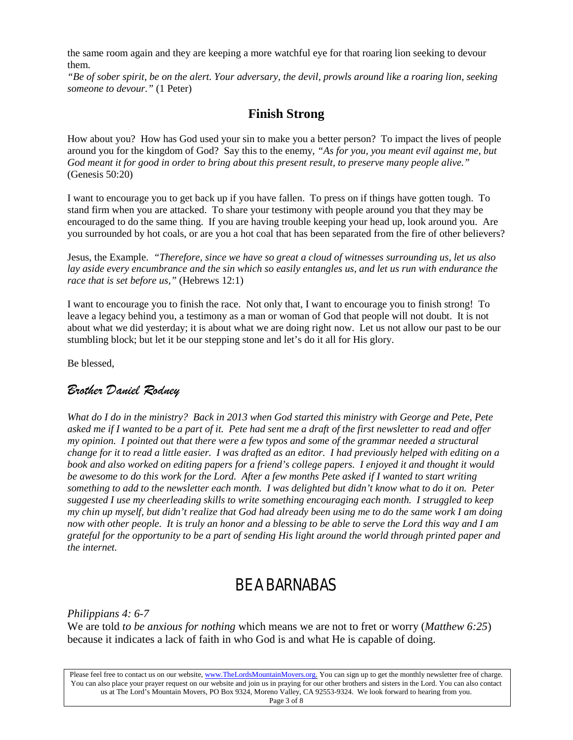the same room again and they are keeping a more watchful eye for that roaring lion seeking to devour them.

*"Be of sober spirit, be on the alert. Your adversary, the devil, prowls around like a roaring lion, seeking someone to devour."* (1 Peter)

## Finish Strong

How about you? How has God used your sin to make you a better person? To impact the lives of people around you for the kingdom of God? Say this to the enemy, *"As for you, you meant evil against me, but God meant it for good in order to bring about this present result, to preserve many people alive."* (Genesis 50:20)

I want to encourage you to get back up if you have fallen. To press on if things have gotten tough. To stand firm when you are attacked. To share your testimony with people around you that they may be encouraged to do the same thing. If you are having trouble keeping your head up, look around you. Are you surrounded by hot coals, or are you a hot coal that has been separated from the fire of other believers?

Jesus, the Example. *"Therefore, since we have so great a cloud of witnesses surrounding us, let us also lay aside every encumbrance and the sin which so easily entangles us, and let us run with endurance the race that is set before us,"* (Hebrews 12:1)

I want to encourage you to finish the race. Not only that, I want to encourage you to finish strong! To leave a legacy behind you, a testimony as a man or woman of God that people will not doubt. It is not about what we did yesterday; it is about what we are doing right now. Let us not allow our past to be our stumbling block; but let it be our stepping stone and let's do it all for His glory.

Be blessed,

*Brother Daniel Rodney*

*What do I do in the ministry? Back in 2013 when God started this ministry with George and Pete, Pete asked me if I wanted to be a part of it. Pete had sent me a draft of the first newsletter to read and offer my opinion. I pointed out that there were a few typos and some of the grammar needed a structural change for it to read a little easier. I was drafted as an editor. I had previously helped with editing on a book and also worked on editing papers for a friend's college papers. I enjoyed it and thought it would be awesome to do this work for the Lord. After a few months Pete asked if I wanted to start writing something to add to the newsletter each month. I was delighted but didn't know what to do it on. Peter suggested I use my cheerleading skills to write something encouraging each month. I struggled to keep my chin up myself, but didn't realize that God had already been using me to do the same work I am doing now with other people. It is truly an honor and a blessing to be able to serve the Lord this way and I am grateful for the opportunity to be a part of sending His light around the world through printed paper and the internet.*

# BE A BARNABAS

*Philippians 4: 6-7*

We are told *to be anxious for nothing* which means we are not to fret or worry (*Matthew 6:25*) because it indicates a lack of faith in who God is and what He is capable of doing.

Please feel free to contact us on our website, www.TheLordsMountainMovers.org. You can sign up to get the monthly newsletter free of charge. You can also place your prayer request on our website and join us in praying for our other brothers and sisters in the Lord. You can also contact us at The Lord's Mountain Movers, PO Box 9324, Moreno Valley, CA 92553-9324. We look forward to hearing from you.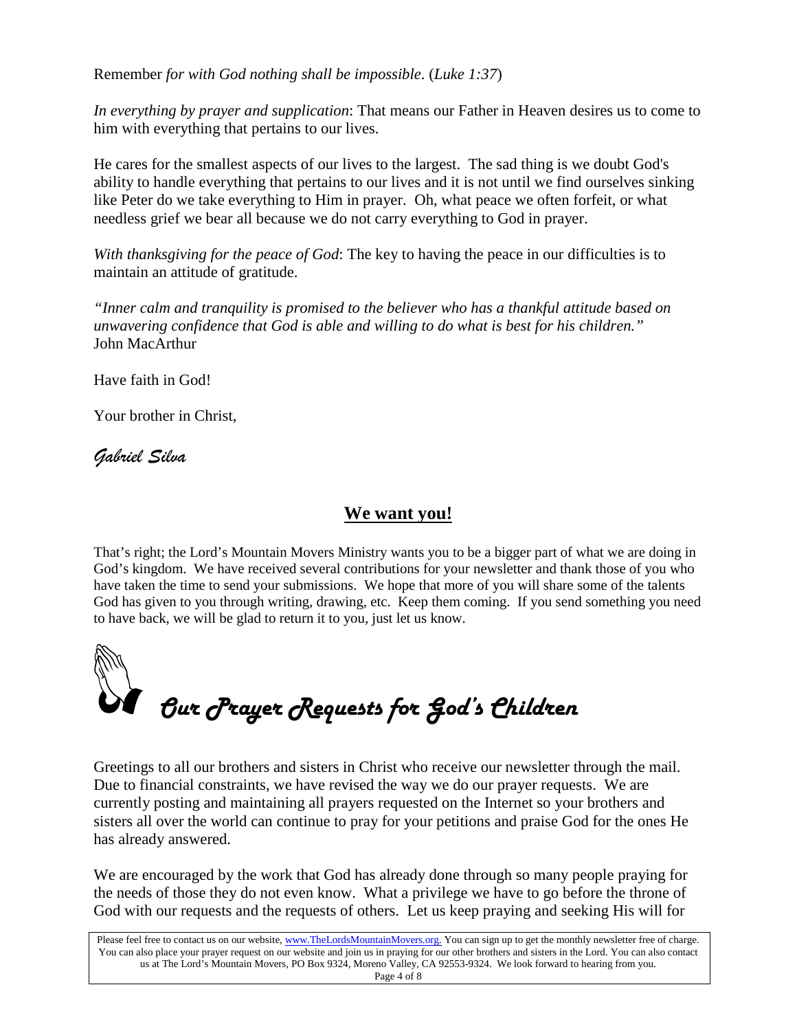Remember *for with God nothing shall be impossible*. (*Luke 1:37*)

*In everything by prayer and supplication*: That means our Father in Heaven desires us to come to him with everything that pertains to our lives.

He cares for the smallest aspects of our lives to the largest. The sad thing is we doubt God's ability to handle everything that pertains to our lives and it is not until we find ourselves sinking like Peter do we take everything to Him in prayer. Oh, what peace we often forfeit, or what needless grief we bear all because we do not carry everything to God in prayer.

*With thanksgiving for the peace of God*: The key to having the peace in our difficulties is to maintain an attitude of gratitude.

*"Inner calm and tranquility is promised to the believer who has a thankful attitude based on unwavering confidence that God is able and willing to do what is best for his children."*
John MacArthur

Have faith in God!

Your brother in Christ,

*Gabriel Silva*

## We want you!

That's right; the Lord's Mountain Movers Ministry wants you to be a bigger part of what we are doing in God's kingdom. We have received several contributions for your newsletter and thank those of you who have taken the time to send your submissions. We hope that more of you will share some of the talents God has given to you through writing, drawing, etc. Keep them coming. If you send something you need to have back, we will be glad to return it to you, just let us know.

## *Our Prayer Requests for God's Children*

Greetings to all our brothers and sisters in Christ who receive our newsletter through the mail. Due to financial constraints, we have revised the way we do our prayer requests. We are currently posting and maintaining all prayers requested on the Internet so your brothers and sisters all over the world can continue to pray for your petitions and praise God for the ones He has already answered.

We are encouraged by the work that God has already done through so many people praying for the needs of those they do not even know. What a privilege we have to go before the throne of God with our requests and the requests of others. Let us keep praying and seeking His will for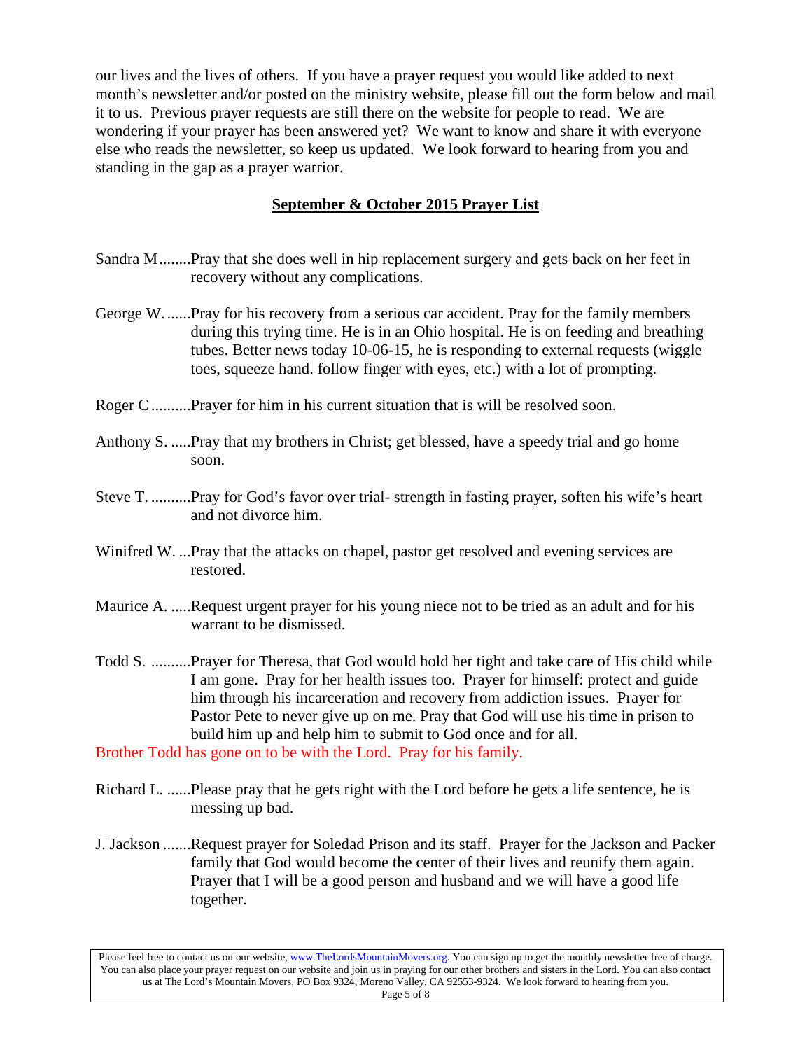our lives and the lives of others. If you have a prayer request you would like added to next month's newsletter and/or posted on the ministry website, please fill out the form below and mail it to us. Previous prayer requests are still there on the website for people to read. We are wondering if your prayer has been answered yet? We want to know and share it with everyone else who reads the newsletter, so keep us updated. We look forward to hearing from you and standing in the gap as a prayer warrior.

## **<u>September & October 2015 Prayer List</u>**

Sandra M........Pray that she does well in hip replacement surgery and gets back on her feet in recovery without any complications.

George W.......Pray for his recovery from a serious car accident. Pray for the family members during this trying time. He is in an Ohio hospital. He is on feeding and breathing tubes. Better news today 10-06-15, he is responding to external requests (wiggle toes, squeeze hand. follow finger with eyes, etc.) with a lot of prompting.

Roger C..........Prayer for him in his current situation that is will be resolved soon.

Anthony S. .....Pray that my brothers in Christ; get blessed, have a speedy trial and go home soon.

Steve T. ..........Pray for God's favor over trial- strength in fasting prayer, soften his wife's heart and not divorce him.

Winifred W. ...Pray that the attacks on chapel, pastor get resolved and evening services are restored.

Maurice A. .....Request urgent prayer for his young niece not to be tried as an adult and for his warrant to be dismissed.

Todd S. ..........Prayer for Theresa, that God would hold her tight and take care of His child while I am gone. Pray for her health issues too. Prayer for himself: protect and guide him through his incarceration and recovery from addiction issues. Prayer for Pastor Pete to never give up on me. Pray that God will use his time in prison to build him up and help him to submit to God once and for all.
Brother Todd has gone on to be with the Lord. Pray for his family.

Richard L. ......Please pray that he gets right with the Lord before he gets a life sentence, he is messing up bad.

J. Jackson .......Request prayer for Soledad Prison and its staff. Prayer for the Jackson and Packer family that God would become the center of their lives and reunify them again. Prayer that I will be a good person and husband and we will have a good life together.

Please feel free to contact us on our website, www.TheLordsMountainMovers.org. You can sign up to get the monthly newsletter free of charge. You can also place your prayer request on our website and join us in praying for our other brothers and sisters in the Lord. You can also contact us at The Lord's Mountain Movers, PO Box 9324, Moreno Valley, CA 92553-9324. We look forward to hearing from you.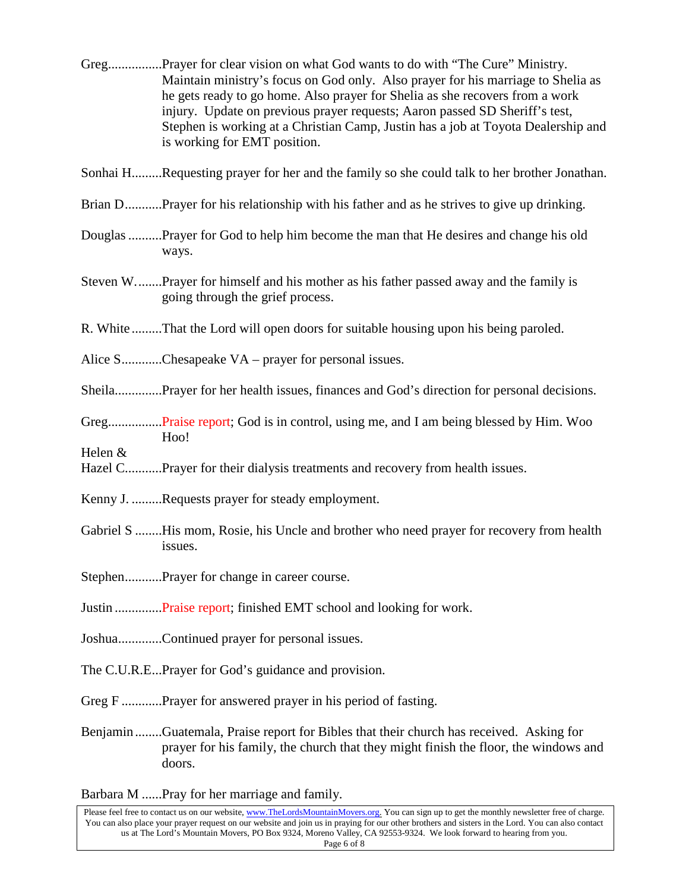Greg................Prayer for clear vision on what God wants to do with "The Cure" Ministry. Maintain ministry's focus on God only. Also prayer for his marriage to Shelia as he gets ready to go home. Also prayer for Shelia as she recovers from a work injury. Update on previous prayer requests; Aaron passed SD Sheriff's test, Stephen is working at a Christian Camp, Justin has a job at Toyota Dealership and is working for EMT position.

Sonhai H.........Requesting prayer for her and the family so she could talk to her brother Jonathan.

Brian D...........Prayer for his relationship with his father and as he strives to give up drinking.

Douglas ..........Prayer for God to help him become the man that He desires and change his old ways.

Steven W.........Prayer for himself and his mother as his father passed away and the family is going through the grief process.

R. White .........That the Lord will open doors for suitable housing upon his being paroled.

Alice S............Chesapeake VA – prayer for personal issues.

Sheila..............Prayer for her health issues, finances and God's direction for personal decisions.

Greg................Praise report; God is in control, using me, and I am being blessed by Him. Woo Hoo!

Helen & Hazel C...........Prayer for their dialysis treatments and recovery from health issues.

Kenny J. .........Requests prayer for steady employment.

Gabriel S ........His mom, Rosie, his Uncle and brother who need prayer for recovery from health issues.

Stephen...........Prayer for change in career course.

Justin ..............Praise report; finished EMT school and looking for work.

Joshua.............Continued prayer for personal issues.

The C.U.R.E...Prayer for God's guidance and provision.

Greg F ............Prayer for answered prayer in his period of fasting.

Benjamin ........Guatemala, Praise report for Bibles that their church has received. Asking for prayer for his family, the church that they might finish the floor, the windows and doors.

Barbara M ......Pray for her marriage and family.

Please feel free to contact us on our website, www.TheLordsMountainMovers.org. You can sign up to get the monthly newsletter free of charge. You can also place your prayer request on our website and join us in praying for our other brothers and sisters in the Lord. You can also contact us at The Lord's Mountain Movers, PO Box 9324, Moreno Valley, CA 92553-9324. We look forward to hearing from you.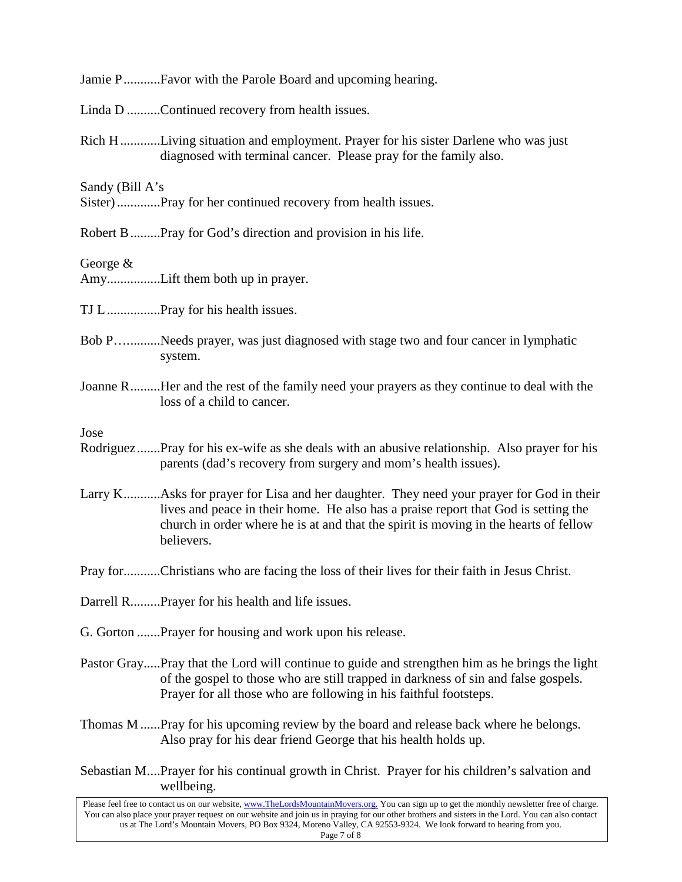Jamie P...........Favor with the Parole Board and upcoming hearing.

Linda D ..........Continued recovery from health issues.

Rich H............Living situation and employment. Prayer for his sister Darlene who was just diagnosed with terminal cancer. Please pray for the family also.

Sandy (Bill A's Sister).............Pray for her continued recovery from health issues.

Robert B.........Pray for God's direction and provision in his life.

George & Amy................Lift them both up in prayer.

TJ L................Pray for his health issues.

Bob P…..........Needs prayer, was just diagnosed with stage two and four cancer in lymphatic system.

Joanne R.........Her and the rest of the family need your prayers as they continue to deal with the loss of a child to cancer.

Jose Rodriguez.......Pray for his ex-wife as she deals with an abusive relationship. Also prayer for his parents (dad's recovery from surgery and mom's health issues).

Larry K...........Asks for prayer for Lisa and her daughter. They need your prayer for God in their lives and peace in their home. He also has a praise report that God is setting the church in order where he is at and that the spirit is moving in the hearts of fellow believers.

Pray for...........Christians who are facing the loss of their lives for their faith in Jesus Christ.

Darrell R.........Prayer for his health and life issues.

G. Gorton .......Prayer for housing and work upon his release.

Pastor Gray.....Pray that the Lord will continue to guide and strengthen him as he brings the light of the gospel to those who are still trapped in darkness of sin and false gospels. Prayer for all those who are following in his faithful footsteps.

Thomas M......Pray for his upcoming review by the board and release back where he belongs. Also pray for his dear friend George that his health holds up.

Sebastian M....Prayer for his continual growth in Christ. Prayer for his children's salvation and wellbeing.

Please feel free to contact us on our website, www.TheLordsMountainMovers.org. You can sign up to get the monthly newsletter free of charge. You can also place your prayer request on our website and join us in praying for our other brothers and sisters in the Lord. You can also contact us at The Lord's Mountain Movers, PO Box 9324, Moreno Valley, CA 92553-9324. We look forward to hearing from you.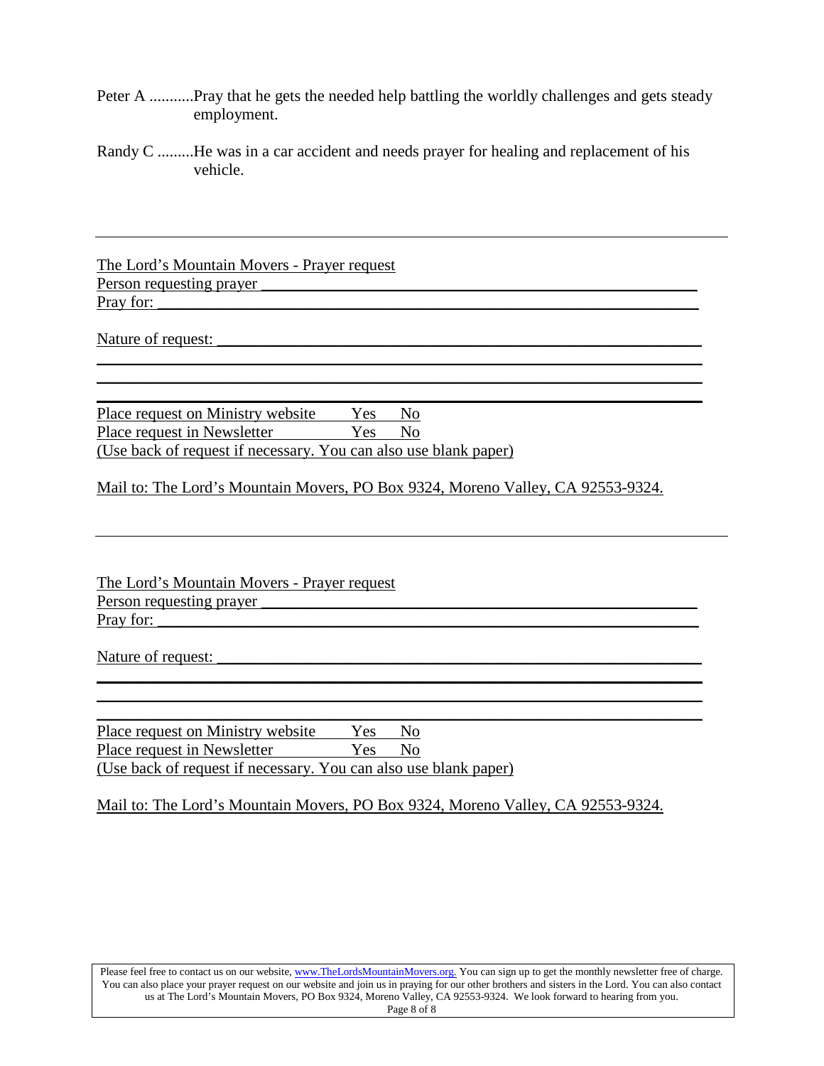Peter A ...........Pray that he gets the needed help battling the worldly challenges and gets steady employment.

Randy C .........He was in a car accident and needs prayer for healing and replacement of his vehicle.

---

The Lord's Mountain Movers - Prayer request
Person requesting prayer ___________________________________________________
Pray for: _________________________________________________________________

Nature of request: __________________________________________________________
_________________________________________________________________________
_________________________________________________________________________
_________________________________________________________________________

Place request on Ministry website Yes No
Place request in Newsletter Yes No
(Use back of request if necessary. You can also use blank paper)

Mail to: The Lord's Mountain Movers, PO Box 9324, Moreno Valley, CA 92553-9324.

---

The Lord's Mountain Movers - Prayer request
Person requesting prayer ___________________________________________________
Pray for: _________________________________________________________________

Nature of request: __________________________________________________________
_________________________________________________________________________
_________________________________________________________________________
_________________________________________________________________________

Place request on Ministry website Yes No
Place request in Newsletter Yes No
(Use back of request if necessary. You can also use blank paper)

Mail to: The Lord's Mountain Movers, PO Box 9324, Moreno Valley, CA 92553-9324.

Please feel free to contact us on our website, www.TheLordsMountainMovers.org. You can sign up to get the monthly newsletter free of charge. You can also place your prayer request on our website and join us in praying for our other brothers and sisters in the Lord. You can also contact us at The Lord's Mountain Movers, PO Box 9324, Moreno Valley, CA 92553-9324. We look forward to hearing from you.